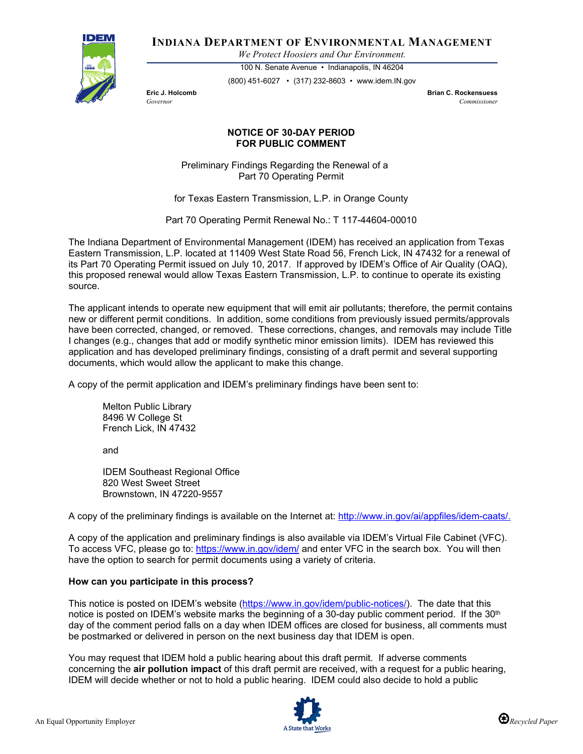**INDIANA DEPARTMENT OF ENVIRONMENTAL MANAGEMENT**

*We Protect Hoosiers and Our Environment.*

100 N. Senate Avenue • Indianapolis, IN 46204

(800) 451-6027 • (317) 232-8603 • www.idem.IN.gov

**Eric J. Holcomb**
*Governor*

**Brian C. Rockensuess**
*Commissioner*

**NOTICE OF 30-DAY PERIOD
FOR PUBLIC COMMENT**

Preliminary Findings Regarding the Renewal of a
Part 70 Operating Permit

for Texas Eastern Transmission, L.P. in Orange County

Part 70 Operating Permit Renewal No.: T 117-44604-00010

The Indiana Department of Environmental Management (IDEM) has received an application from Texas Eastern Transmission, L.P. located at 11409 West State Road 56, French Lick, IN 47432 for a renewal of its Part 70 Operating Permit issued on July 10, 2017. If approved by IDEM's Office of Air Quality (OAQ), this proposed renewal would allow Texas Eastern Transmission, L.P. to continue to operate its existing source.

The applicant intends to operate new equipment that will emit air pollutants; therefore, the permit contains new or different permit conditions. In addition, some conditions from previously issued permits/approvals have been corrected, changed, or removed. These corrections, changes, and removals may include Title I changes (e.g., changes that add or modify synthetic minor emission limits). IDEM has reviewed this application and has developed preliminary findings, consisting of a draft permit and several supporting documents, which would allow the applicant to make this change.

A copy of the permit application and IDEM's preliminary findings have been sent to:

Melton Public Library
8496 W College St
French Lick, IN 47432

and

IDEM Southeast Regional Office
820 West Sweet Street
Brownstown, IN 47220-9557

A copy of the preliminary findings is available on the Internet at: http://www.in.gov/ai/appfiles/idem-caats/.

A copy of the application and preliminary findings is also available via IDEM's Virtual File Cabinet (VFC). To access VFC, please go to: https://www.in.gov/idem/ and enter VFC in the search box. You will then have the option to search for permit documents using a variety of criteria.

**How can you participate in this process?**

This notice is posted on IDEM's website (https://www.in.gov/idem/public-notices/). The date that this notice is posted on IDEM's website marks the beginning of a 30-day public comment period. If the 30th day of the comment period falls on a day when IDEM offices are closed for business, all comments must be postmarked or delivered in person on the next business day that IDEM is open.

You may request that IDEM hold a public hearing about this draft permit. If adverse comments concerning the **air pollution impact** of this draft permit are received, with a request for a public hearing, IDEM will decide whether or not to hold a public hearing. IDEM could also decide to hold a public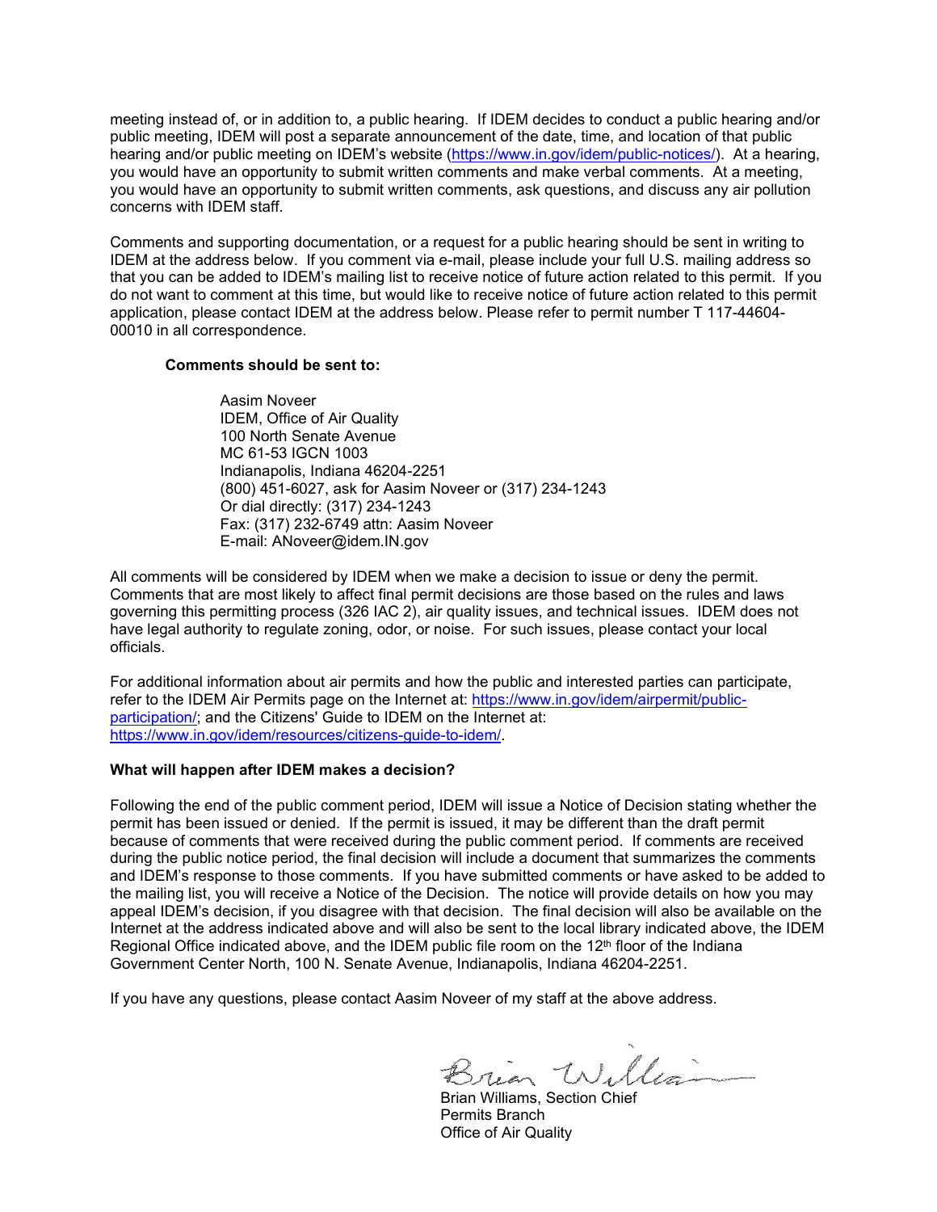meeting instead of, or in addition to, a public hearing. If IDEM decides to conduct a public hearing and/or public meeting, IDEM will post a separate announcement of the date, time, and location of that public hearing and/or public meeting on IDEM's website (https://www.in.gov/idem/public-notices/). At a hearing, you would have an opportunity to submit written comments and make verbal comments. At a meeting, you would have an opportunity to submit written comments, ask questions, and discuss any air pollution concerns with IDEM staff.

Comments and supporting documentation, or a request for a public hearing should be sent in writing to IDEM at the address below. If you comment via e-mail, please include your full U.S. mailing address so that you can be added to IDEM's mailing list to receive notice of future action related to this permit. If you do not want to comment at this time, but would like to receive notice of future action related to this permit application, please contact IDEM at the address below. Please refer to permit number T 117-44604-00010 in all correspondence.

**Comments should be sent to:**

Aasim Noveer
IDEM, Office of Air Quality
100 North Senate Avenue
MC 61-53 IGCN 1003
Indianapolis, Indiana 46204-2251
(800) 451-6027, ask for Aasim Noveer or (317) 234-1243
Or dial directly: (317) 234-1243
Fax: (317) 232-6749 attn: Aasim Noveer
E-mail: ANoveer@idem.IN.gov

All comments will be considered by IDEM when we make a decision to issue or deny the permit. Comments that are most likely to affect final permit decisions are those based on the rules and laws governing this permitting process (326 IAC 2), air quality issues, and technical issues. IDEM does not have legal authority to regulate zoning, odor, or noise. For such issues, please contact your local officials.

For additional information about air permits and how the public and interested parties can participate, refer to the IDEM Air Permits page on the Internet at: https://www.in.gov/idem/airpermit/public-participation/; and the Citizens' Guide to IDEM on the Internet at: https://www.in.gov/idem/resources/citizens-guide-to-idem/.

**What will happen after IDEM makes a decision?**

Following the end of the public comment period, IDEM will issue a Notice of Decision stating whether the permit has been issued or denied. If the permit is issued, it may be different than the draft permit because of comments that were received during the public comment period. If comments are received during the public notice period, the final decision will include a document that summarizes the comments and IDEM's response to those comments. If you have submitted comments or have asked to be added to the mailing list, you will receive a Notice of the Decision. The notice will provide details on how you may appeal IDEM's decision, if you disagree with that decision. The final decision will also be available on the Internet at the address indicated above and will also be sent to the local library indicated above, the IDEM Regional Office indicated above, and the IDEM public file room on the 12th floor of the Indiana Government Center North, 100 N. Senate Avenue, Indianapolis, Indiana 46204-2251.

If you have any questions, please contact Aasim Noveer of my staff at the above address.

Brian Williams

Brian Williams, Section Chief
Permits Branch
Office of Air Quality